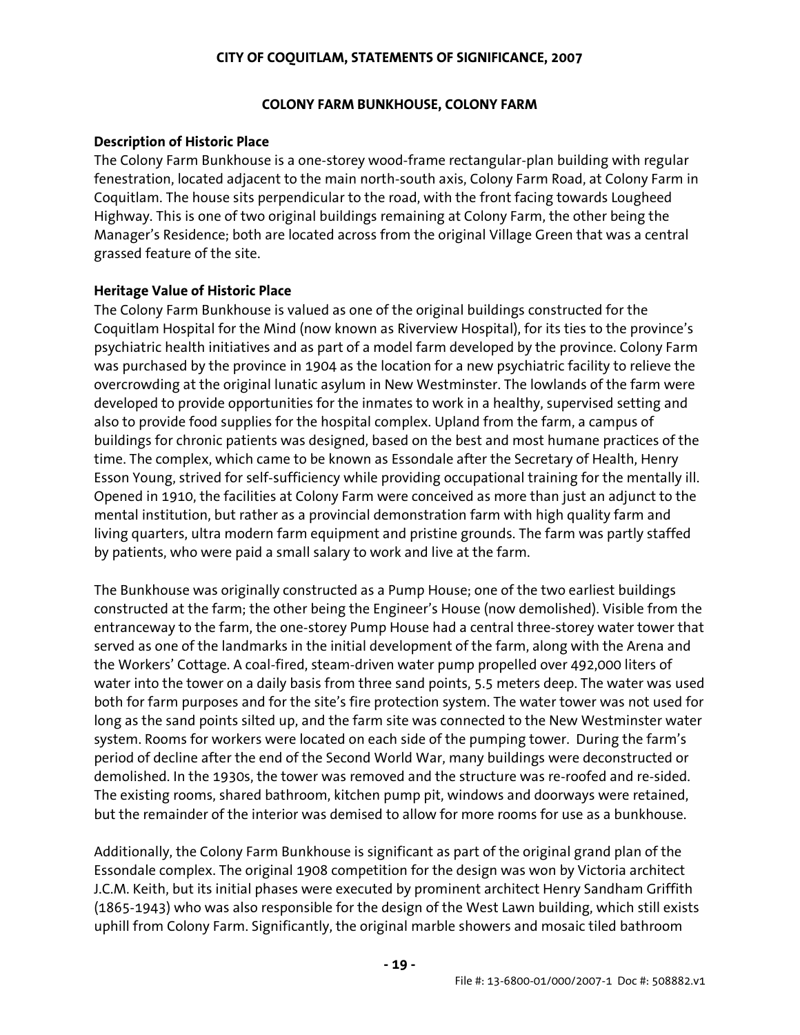## CITY OF COQUITLAM, STATEMENTS OF SIGNIFICANCE, 2007

### COLONY FARM BUNKHOUSE, COLONY FARM

**Description of Historic Place**

The Colony Farm Bunkhouse is a one-storey wood-frame rectangular-plan building with regular fenestration, located adjacent to the main north-south axis, Colony Farm Road, at Colony Farm in Coquitlam. The house sits perpendicular to the road, with the front facing towards Lougheed Highway. This is one of two original buildings remaining at Colony Farm, the other being the Manager's Residence; both are located across from the original Village Green that was a central grassed feature of the site.

**Heritage Value of Historic Place**

The Colony Farm Bunkhouse is valued as one of the original buildings constructed for the Coquitlam Hospital for the Mind (now known as Riverview Hospital), for its ties to the province's psychiatric health initiatives and as part of a model farm developed by the province. Colony Farm was purchased by the province in 1904 as the location for a new psychiatric facility to relieve the overcrowding at the original lunatic asylum in New Westminster. The lowlands of the farm were developed to provide opportunities for the inmates to work in a healthy, supervised setting and also to provide food supplies for the hospital complex. Upland from the farm, a campus of buildings for chronic patients was designed, based on the best and most humane practices of the time. The complex, which came to be known as Essondale after the Secretary of Health, Henry Esson Young, strived for self-sufficiency while providing occupational training for the mentally ill. Opened in 1910, the facilities at Colony Farm were conceived as more than just an adjunct to the mental institution, but rather as a provincial demonstration farm with high quality farm and living quarters, ultra modern farm equipment and pristine grounds. The farm was partly staffed by patients, who were paid a small salary to work and live at the farm.

The Bunkhouse was originally constructed as a Pump House; one of the two earliest buildings constructed at the farm; the other being the Engineer's House (now demolished). Visible from the entranceway to the farm, the one-storey Pump House had a central three-storey water tower that served as one of the landmarks in the initial development of the farm, along with the Arena and the Workers' Cottage. A coal-fired, steam-driven water pump propelled over 492,000 liters of water into the tower on a daily basis from three sand points, 5.5 meters deep. The water was used both for farm purposes and for the site's fire protection system. The water tower was not used for long as the sand points silted up, and the farm site was connected to the New Westminster water system. Rooms for workers were located on each side of the pumping tower. During the farm's period of decline after the end of the Second World War, many buildings were deconstructed or demolished. In the 1930s, the tower was removed and the structure was re-roofed and re-sided. The existing rooms, shared bathroom, kitchen pump pit, windows and doorways were retained, but the remainder of the interior was demised to allow for more rooms for use as a bunkhouse.

Additionally, the Colony Farm Bunkhouse is significant as part of the original grand plan of the Essondale complex. The original 1908 competition for the design was won by Victoria architect J.C.M. Keith, but its initial phases were executed by prominent architect Henry Sandham Griffith (1865-1943) who was also responsible for the design of the West Lawn building, which still exists uphill from Colony Farm. Significantly, the original marble showers and mosaic tiled bathroom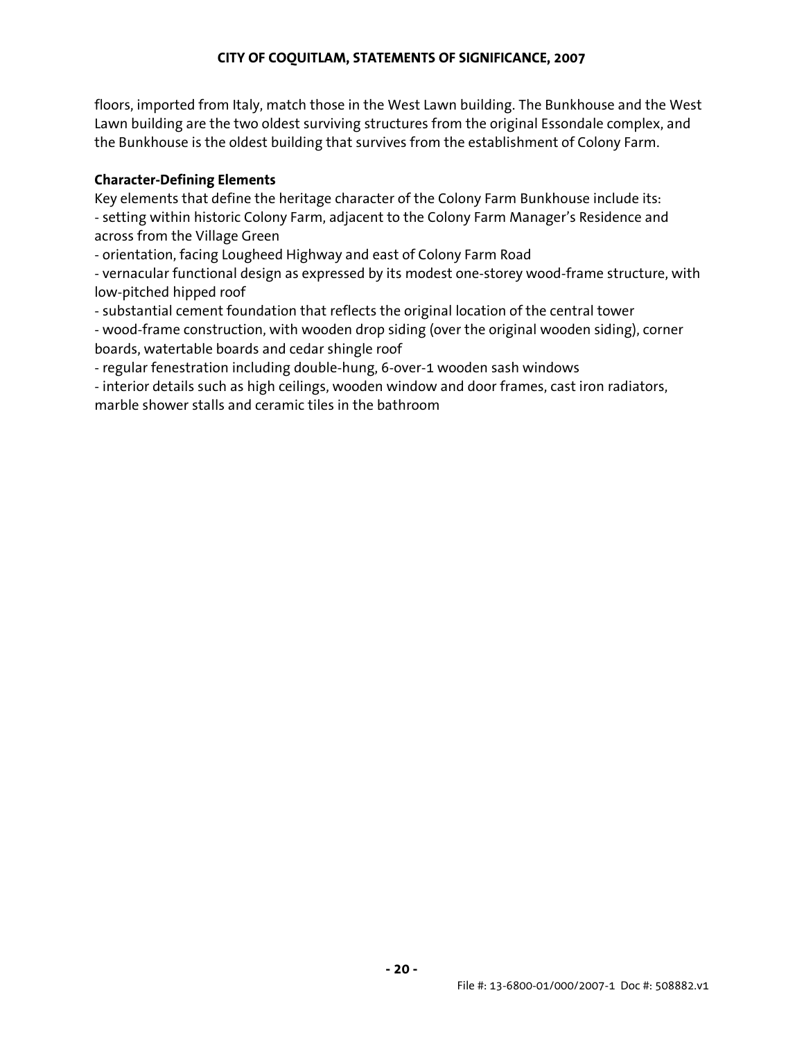floors, imported from Italy, match those in the West Lawn building. The Bunkhouse and the West Lawn building are the two oldest surviving structures from the original Essondale complex, and the Bunkhouse is the oldest building that survives from the establishment of Colony Farm.

**Character-Defining Elements**

Key elements that define the heritage character of the Colony Farm Bunkhouse include its:

- setting within historic Colony Farm, adjacent to the Colony Farm Manager's Residence and across from the Village Green
- orientation, facing Lougheed Highway and east of Colony Farm Road
- vernacular functional design as expressed by its modest one-storey wood-frame structure, with low-pitched hipped roof
- substantial cement foundation that reflects the original location of the central tower
- wood-frame construction, with wooden drop siding (over the original wooden siding), corner boards, watertable boards and cedar shingle roof
- regular fenestration including double-hung, 6-over-1 wooden sash windows
- interior details such as high ceilings, wooden window and door frames, cast iron radiators, marble shower stalls and ceramic tiles in the bathroom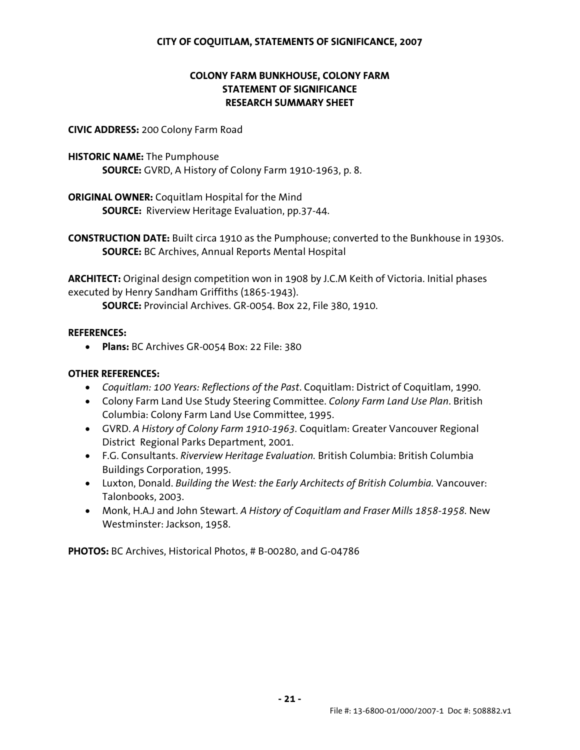**CITY OF COQUITLAM, STATEMENTS OF SIGNIFICANCE, 2007**

## COLONY FARM BUNKHOUSE, COLONY FARM
## STATEMENT OF SIGNIFICANCE
## RESEARCH SUMMARY SHEET

**CIVIC ADDRESS:** 200 Colony Farm Road

**HISTORIC NAME:** The Pumphouse
**SOURCE:** GVRD, A History of Colony Farm 1910-1963, p. 8.

**ORIGINAL OWNER:** Coquitlam Hospital for the Mind
**SOURCE:** Riverview Heritage Evaluation, pp.37-44.

**CONSTRUCTION DATE:** Built circa 1910 as the Pumphouse; converted to the Bunkhouse in 1930s.
**SOURCE:** BC Archives, Annual Reports Mental Hospital

**ARCHITECT:** Original design competition won in 1908 by J.C.M Keith of Victoria. Initial phases executed by Henry Sandham Griffiths (1865-1943).
**SOURCE:** Provincial Archives. GR-0054. Box 22, File 380, 1910.

**REFERENCES:**

- **Plans:** BC Archives GR-0054 Box: 22 File: 380

**OTHER REFERENCES:**

- *Coquitlam: 100 Years: Reflections of the Past*. Coquitlam: District of Coquitlam, 1990.
- Colony Farm Land Use Study Steering Committee. *Colony Farm Land Use Plan*. British Columbia: Colony Farm Land Use Committee, 1995.
- GVRD. *A History of Colony Farm 1910-1963*. Coquitlam: Greater Vancouver Regional District Regional Parks Department, 2001.
- F.G. Consultants. *Riverview Heritage Evaluation*. British Columbia: British Columbia Buildings Corporation, 1995.
- Luxton, Donald. *Building the West: the Early Architects of British Columbia*. Vancouver: Talonbooks, 2003.
- Monk, H.A.J and John Stewart. *A History of Coquitlam and Fraser Mills 1858-1958*. New Westminster: Jackson, 1958.

**PHOTOS:** BC Archives, Historical Photos, # B-00280, and G-04786